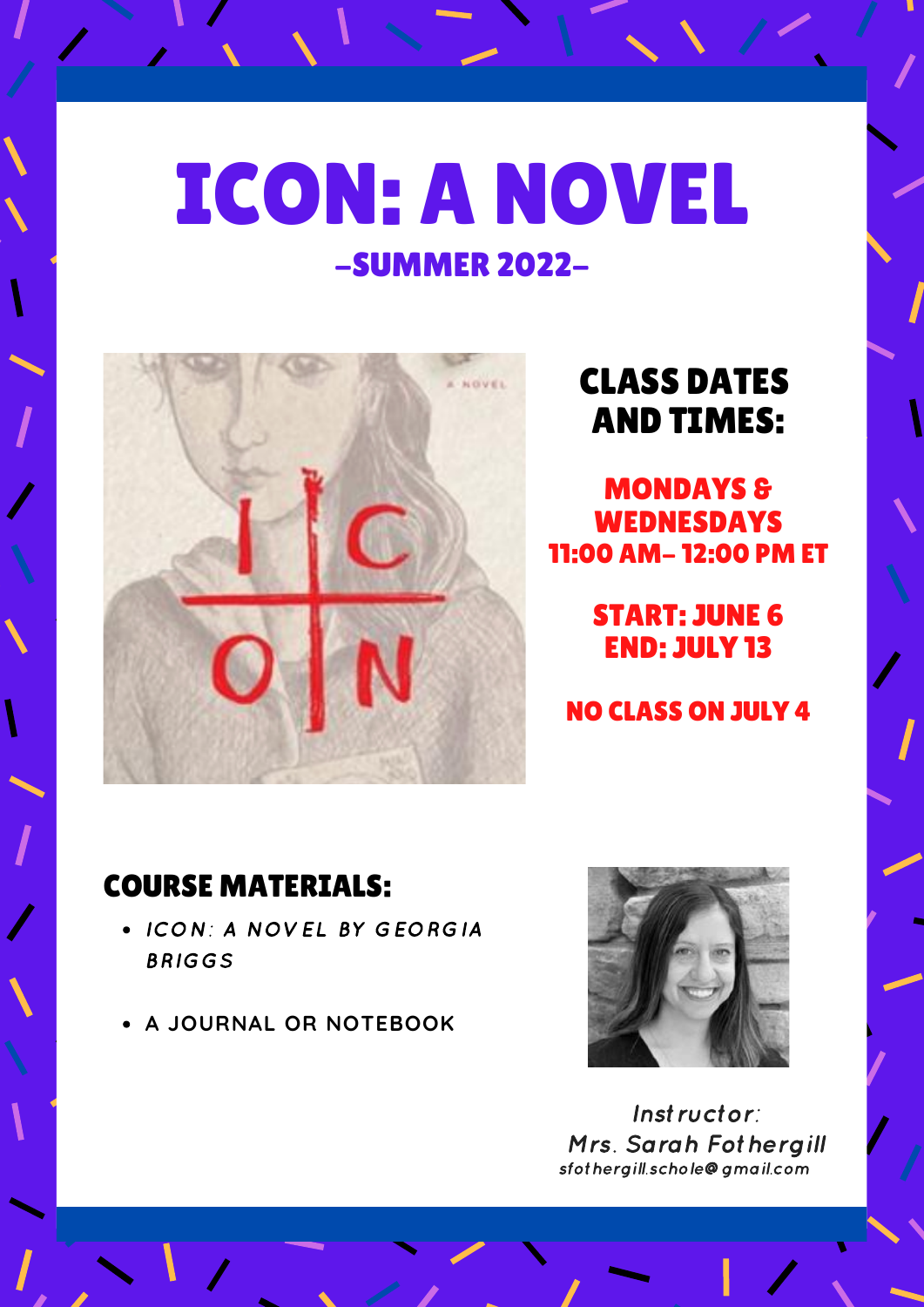# ICON: A NOVEL

## -SUMMER 2022-

### CLASS DATES AND TIMES:

**MONDAYS & WEDNESDAYS**
**11:00 AM– 12:00 PM ET**

**START: JUNE 6**
**END: JULY 13**

**NO CLASS ON JULY 4**

### COURSE MATERIALS:

- *ICON: A NOVEL BY GEORGIA BRIGGS*
- A JOURNAL OR NOTEBOOK

*Instructor:*
*Mrs. Sarah Fothergill*
*sfothergill.schole@gmail.com*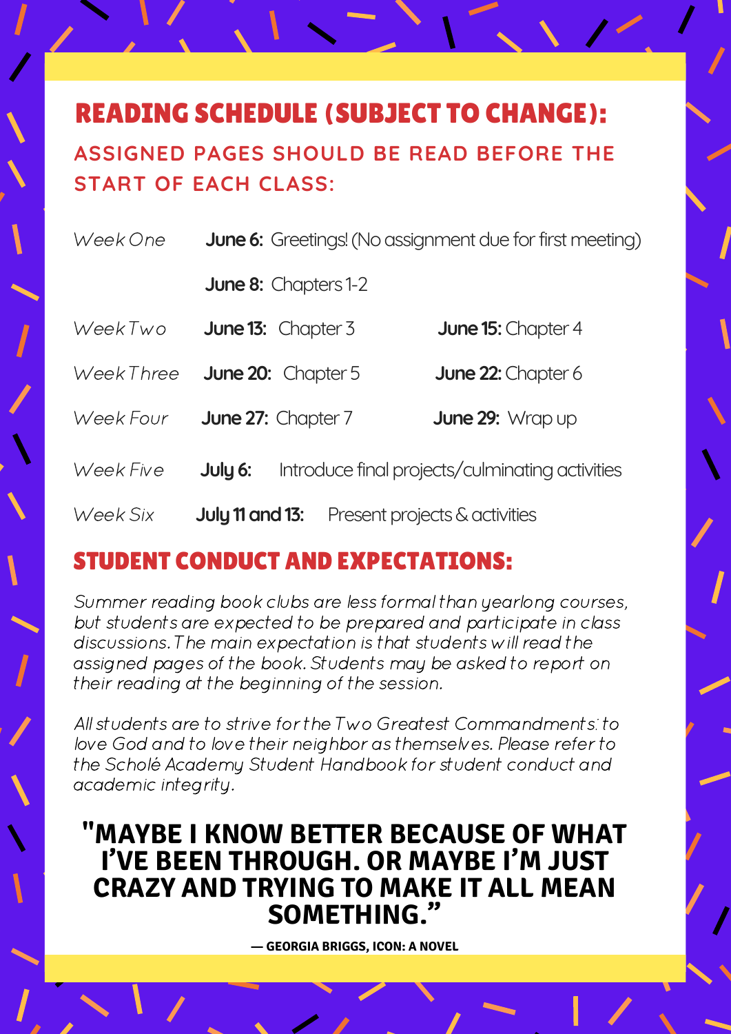## READING SCHEDULE (SUBJECT TO CHANGE):

### ASSIGNED PAGES SHOULD BE READ BEFORE THE START OF EACH CLASS:

| | | |
|---|---|---|
| *Week One* | **June 6:** Greetings! (No assignment due for first meeting) | |
| | **June 8:** Chapters 1-2 | |
| *Week Two* | **June 13:** Chapter 3 | **June 15:** Chapter 4 |
| *Week Three* | **June 20:** Chapter 5 | **June 22:** Chapter 6 |
| *Week Four* | **June 27:** Chapter 7 | **June 29:** Wrap up |
| *Week Five* | **July 6:** Introduce final projects/culminating activities | |
| *Week Six* | **July 11 and 13:** Present projects & activities | |

## STUDENT CONDUCT AND EXPECTATIONS:

*Summer reading book clubs are less formal than yearlong courses, but students are expected to be prepared and participate in class discussions. The main expectation is that students will read the assigned pages of the book. Students may be asked to report on their reading at the beginning of the session.*

*All students are to strive for the Two Greatest Commandments: to love God and to love their neighbor as themselves. Please refer to the Scholé Academy Student Handbook for student conduct and academic integrity.*

**"MAYBE I KNOW BETTER BECAUSE OF WHAT I'VE BEEN THROUGH. OR MAYBE I'M JUST CRAZY AND TRYING TO MAKE IT ALL MEAN SOMETHING."**

**— GEORGIA BRIGGS, ICON: A NOVEL**